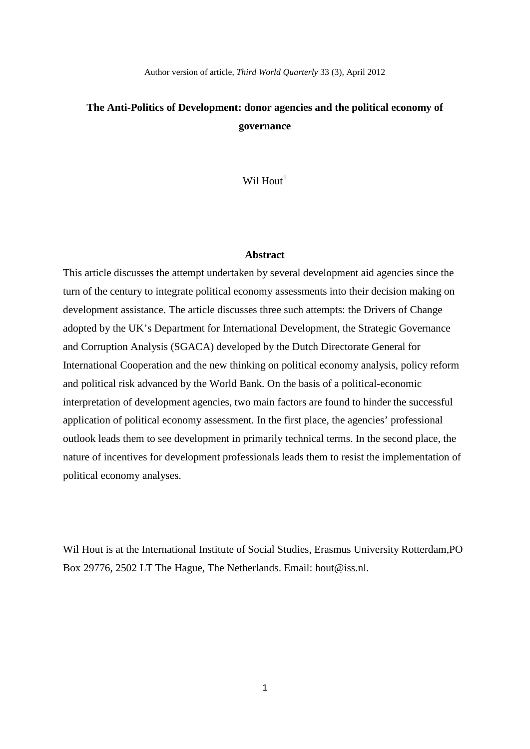Author version of article, *Third World Quarterly* 33 (3), April 2012

# The Anti-Politics of Development: donor agencies and the political economy of governance

Wil Hout[1]

## Abstract

This article discusses the attempt undertaken by several development aid agencies since the turn of the century to integrate political economy assessments into their decision making on development assistance. The article discusses three such attempts: the Drivers of Change adopted by the UK's Department for International Development, the Strategic Governance and Corruption Analysis (SGACA) developed by the Dutch Directorate General for International Cooperation and the new thinking on political economy analysis, policy reform and political risk advanced by the World Bank. On the basis of a political-economic interpretation of development agencies, two main factors are found to hinder the successful application of political economy assessment. In the first place, the agencies' professional outlook leads them to see development in primarily technical terms. In the second place, the nature of incentives for development professionals leads them to resist the implementation of political economy analyses.

Wil Hout is at the International Institute of Social Studies, Erasmus University Rotterdam,PO Box 29776, 2502 LT The Hague, The Netherlands. Email: hout@iss.nl.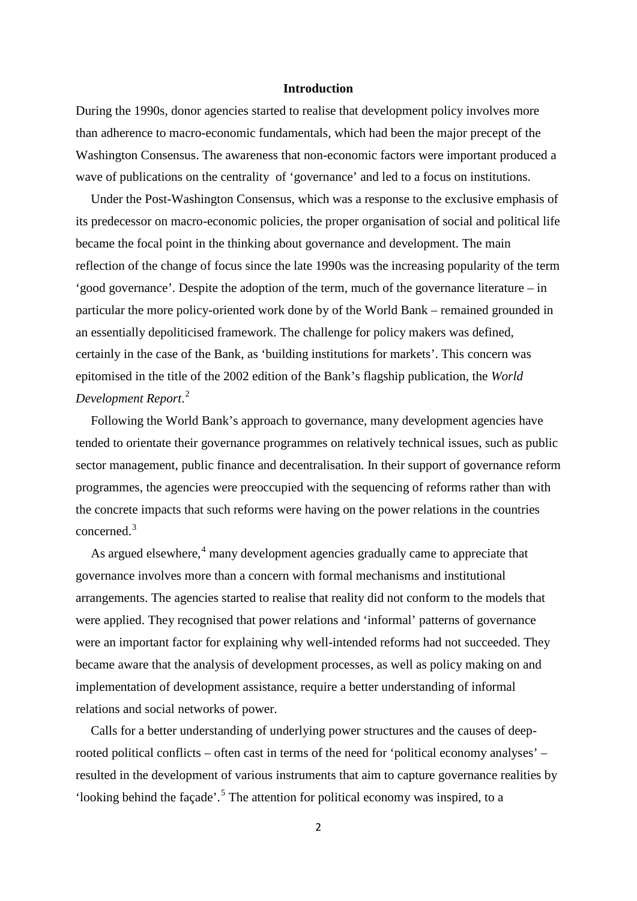## Introduction

During the 1990s, donor agencies started to realise that development policy involves more than adherence to macro-economic fundamentals, which had been the major precept of the Washington Consensus. The awareness that non-economic factors were important produced a wave of publications on the centrality of 'governance' and led to a focus on institutions.

Under the Post-Washington Consensus, which was a response to the exclusive emphasis of its predecessor on macro-economic policies, the proper organisation of social and political life became the focal point in the thinking about governance and development. The main reflection of the change of focus since the late 1990s was the increasing popularity of the term 'good governance'. Despite the adoption of the term, much of the governance literature – in particular the more policy-oriented work done by of the World Bank – remained grounded in an essentially depoliticised framework. The challenge for policy makers was defined, certainly in the case of the Bank, as 'building institutions for markets'. This concern was epitomised in the title of the 2002 edition of the Bank's flagship publication, the *World Development Report*.[2]

Following the World Bank's approach to governance, many development agencies have tended to orientate their governance programmes on relatively technical issues, such as public sector management, public finance and decentralisation. In their support of governance reform programmes, the agencies were preoccupied with the sequencing of reforms rather than with the concrete impacts that such reforms were having on the power relations in the countries concerned.[3]

As argued elsewhere,[4] many development agencies gradually came to appreciate that governance involves more than a concern with formal mechanisms and institutional arrangements. The agencies started to realise that reality did not conform to the models that were applied. They recognised that power relations and 'informal' patterns of governance were an important factor for explaining why well-intended reforms had not succeeded. They became aware that the analysis of development processes, as well as policy making on and implementation of development assistance, require a better understanding of informal relations and social networks of power.

Calls for a better understanding of underlying power structures and the causes of deep-rooted political conflicts – often cast in terms of the need for 'political economy analyses' – resulted in the development of various instruments that aim to capture governance realities by 'looking behind the façade'.[5] The attention for political economy was inspired, to a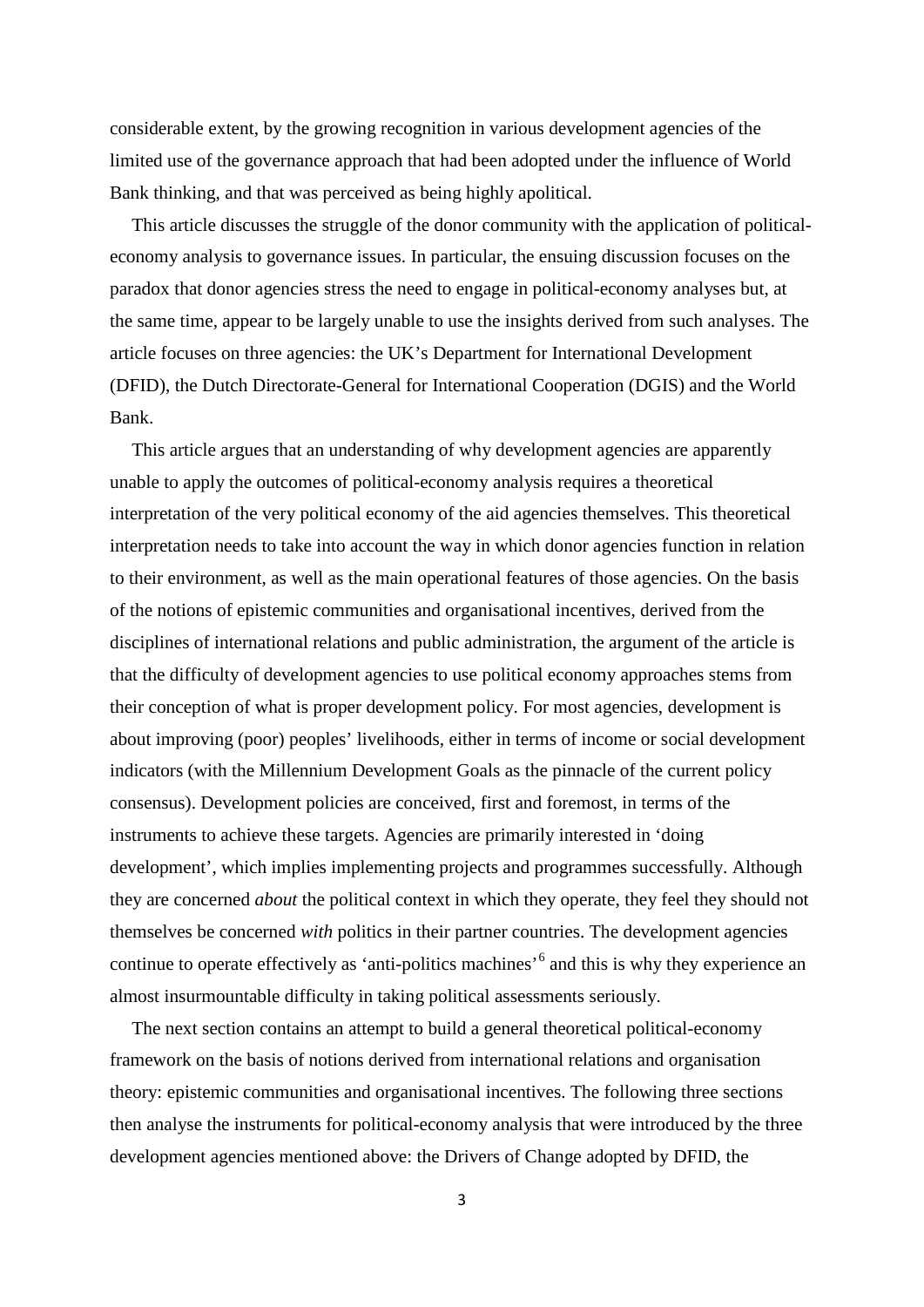considerable extent, by the growing recognition in various development agencies of the limited use of the governance approach that had been adopted under the influence of World Bank thinking, and that was perceived as being highly apolitical.

This article discusses the struggle of the donor community with the application of political-economy analysis to governance issues. In particular, the ensuing discussion focuses on the paradox that donor agencies stress the need to engage in political-economy analyses but, at the same time, appear to be largely unable to use the insights derived from such analyses. The article focuses on three agencies: the UK's Department for International Development (DFID), the Dutch Directorate-General for International Cooperation (DGIS) and the World Bank.

This article argues that an understanding of why development agencies are apparently unable to apply the outcomes of political-economy analysis requires a theoretical interpretation of the very political economy of the aid agencies themselves. This theoretical interpretation needs to take into account the way in which donor agencies function in relation to their environment, as well as the main operational features of those agencies. On the basis of the notions of epistemic communities and organisational incentives, derived from the disciplines of international relations and public administration, the argument of the article is that the difficulty of development agencies to use political economy approaches stems from their conception of what is proper development policy. For most agencies, development is about improving (poor) peoples' livelihoods, either in terms of income or social development indicators (with the Millennium Development Goals as the pinnacle of the current policy consensus). Development policies are conceived, first and foremost, in terms of the instruments to achieve these targets. Agencies are primarily interested in 'doing development', which implies implementing projects and programmes successfully. Although they are concerned *about* the political context in which they operate, they feel they should not themselves be concerned *with* politics in their partner countries. The development agencies continue to operate effectively as 'anti-politics machines'[6] and this is why they experience an almost insurmountable difficulty in taking political assessments seriously.

The next section contains an attempt to build a general theoretical political-economy framework on the basis of notions derived from international relations and organisation theory: epistemic communities and organisational incentives. The following three sections then analyse the instruments for political-economy analysis that were introduced by the three development agencies mentioned above: the Drivers of Change adopted by DFID, the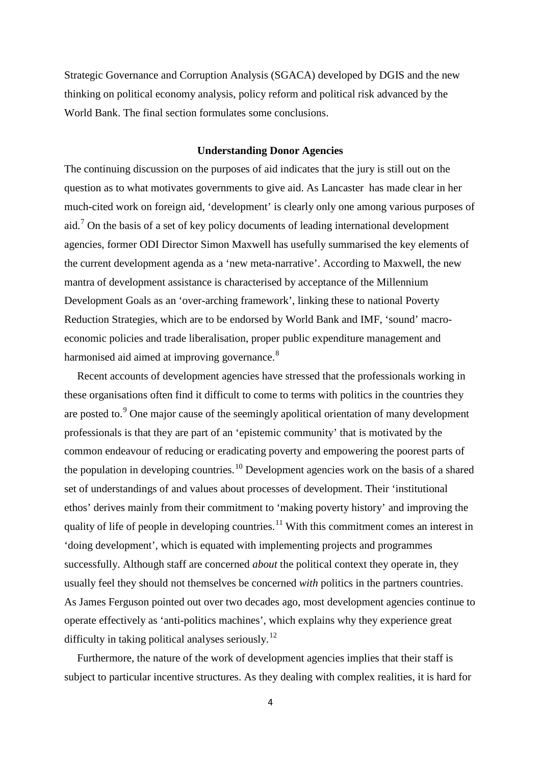Strategic Governance and Corruption Analysis (SGACA) developed by DGIS and the new thinking on political economy analysis, policy reform and political risk advanced by the World Bank. The final section formulates some conclusions.

## Understanding Donor Agencies

The continuing discussion on the purposes of aid indicates that the jury is still out on the question as to what motivates governments to give aid. As Lancaster has made clear in her much-cited work on foreign aid, 'development' is clearly only one among various purposes of aid.[7] On the basis of a set of key policy documents of leading international development agencies, former ODI Director Simon Maxwell has usefully summarised the key elements of the current development agenda as a 'new meta-narrative'. According to Maxwell, the new mantra of development assistance is characterised by acceptance of the Millennium Development Goals as an 'over-arching framework', linking these to national Poverty Reduction Strategies, which are to be endorsed by World Bank and IMF, 'sound' macro-economic policies and trade liberalisation, proper public expenditure management and harmonised aid aimed at improving governance.[8]

Recent accounts of development agencies have stressed that the professionals working in these organisations often find it difficult to come to terms with politics in the countries they are posted to.[9] One major cause of the seemingly apolitical orientation of many development professionals is that they are part of an 'epistemic community' that is motivated by the common endeavour of reducing or eradicating poverty and empowering the poorest parts of the population in developing countries.[10] Development agencies work on the basis of a shared set of understandings of and values about processes of development. Their 'institutional ethos' derives mainly from their commitment to 'making poverty history' and improving the quality of life of people in developing countries.[11] With this commitment comes an interest in 'doing development', which is equated with implementing projects and programmes successfully. Although staff are concerned *about* the political context they operate in, they usually feel they should not themselves be concerned *with* politics in the partners countries. As James Ferguson pointed out over two decades ago, most development agencies continue to operate effectively as 'anti-politics machines', which explains why they experience great difficulty in taking political analyses seriously.[12]

Furthermore, the nature of the work of development agencies implies that their staff is subject to particular incentive structures. As they dealing with complex realities, it is hard for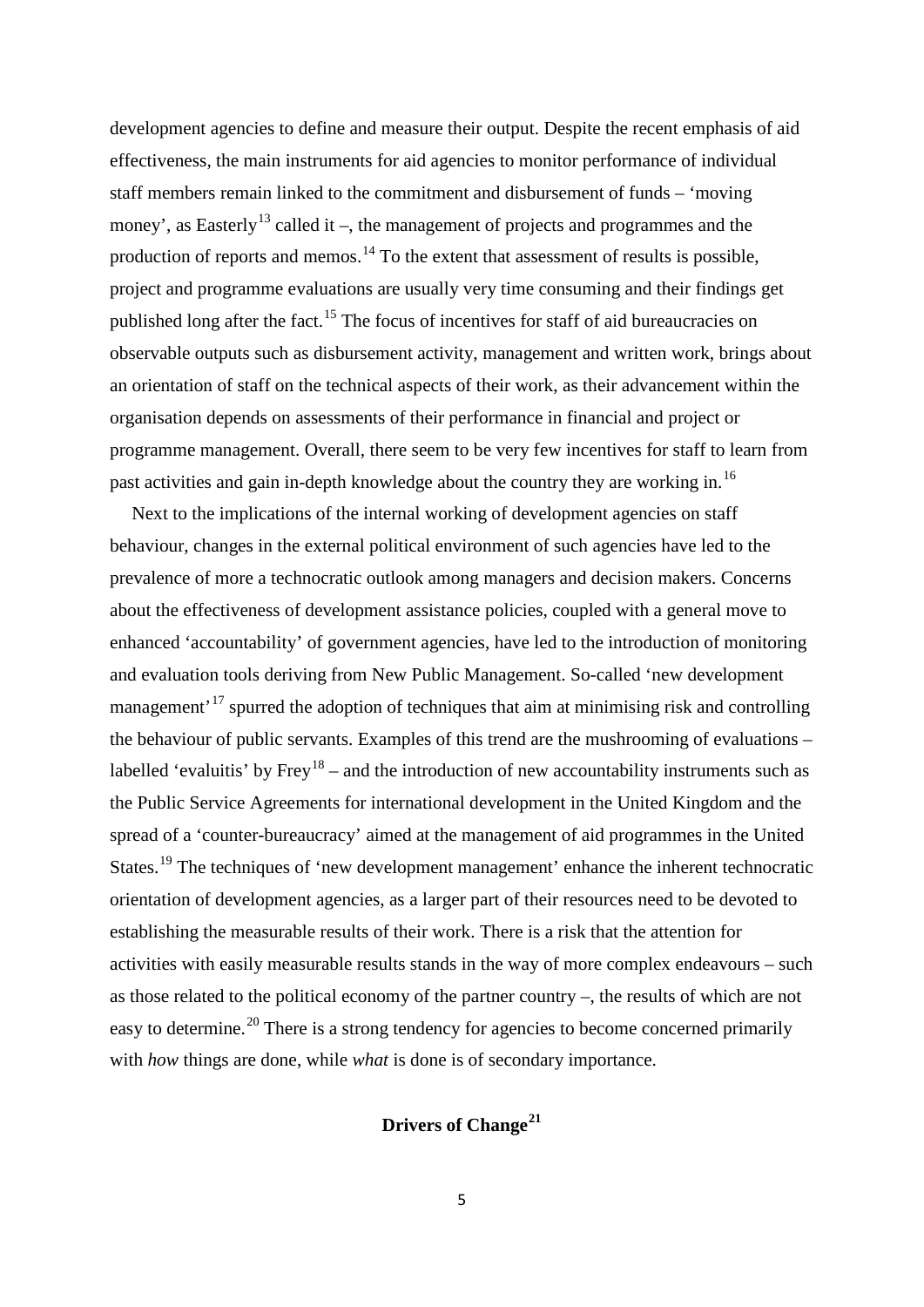development agencies to define and measure their output. Despite the recent emphasis of aid effectiveness, the main instruments for aid agencies to monitor performance of individual staff members remain linked to the commitment and disbursement of funds – 'moving money', as Easterly[13] called it –, the management of projects and programmes and the production of reports and memos.[14] To the extent that assessment of results is possible, project and programme evaluations are usually very time consuming and their findings get published long after the fact.[15] The focus of incentives for staff of aid bureaucracies on observable outputs such as disbursement activity, management and written work, brings about an orientation of staff on the technical aspects of their work, as their advancement within the organisation depends on assessments of their performance in financial and project or programme management. Overall, there seem to be very few incentives for staff to learn from past activities and gain in-depth knowledge about the country they are working in.[16]

Next to the implications of the internal working of development agencies on staff behaviour, changes in the external political environment of such agencies have led to the prevalence of more a technocratic outlook among managers and decision makers. Concerns about the effectiveness of development assistance policies, coupled with a general move to enhanced 'accountability' of government agencies, have led to the introduction of monitoring and evaluation tools deriving from New Public Management. So-called 'new development management'[17] spurred the adoption of techniques that aim at minimising risk and controlling the behaviour of public servants. Examples of this trend are the mushrooming of evaluations – labelled 'evaluitis' by Frey[18] – and the introduction of new accountability instruments such as the Public Service Agreements for international development in the United Kingdom and the spread of a 'counter-bureaucracy' aimed at the management of aid programmes in the United States.[19] The techniques of 'new development management' enhance the inherent technocratic orientation of development agencies, as a larger part of their resources need to be devoted to establishing the measurable results of their work. There is a risk that the attention for activities with easily measurable results stands in the way of more complex endeavours – such as those related to the political economy of the partner country –, the results of which are not easy to determine.[20] There is a strong tendency for agencies to become concerned primarily with *how* things are done, while *what* is done is of secondary importance.

## Drivers of Change[21]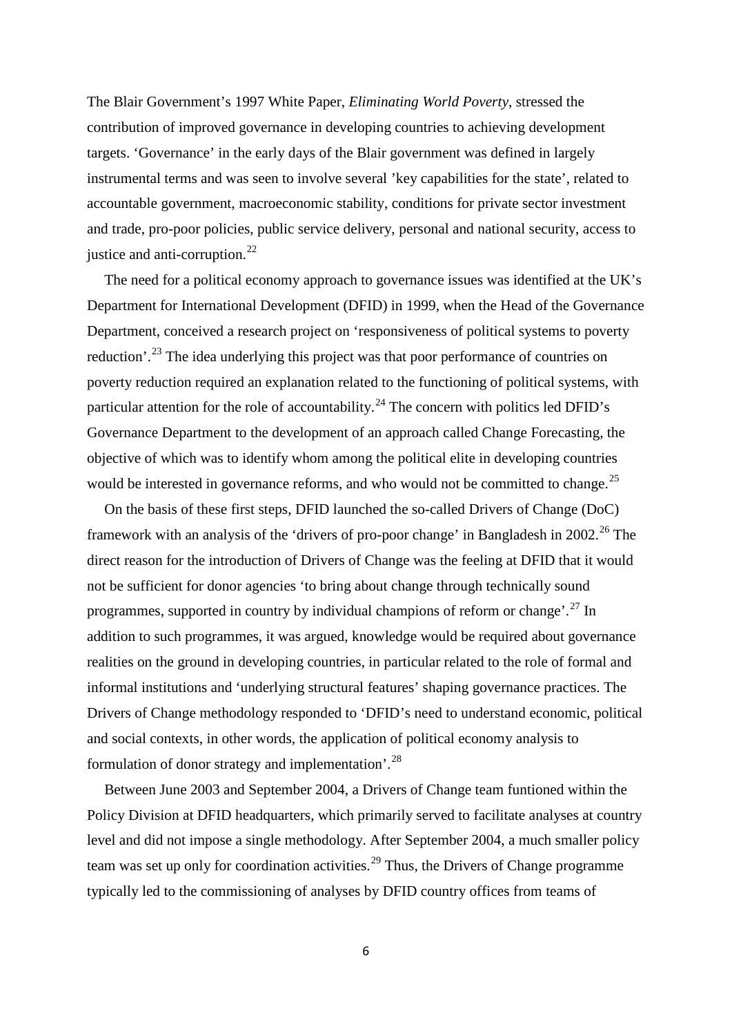The Blair Government's 1997 White Paper, *Eliminating World Poverty*, stressed the contribution of improved governance in developing countries to achieving development targets. 'Governance' in the early days of the Blair government was defined in largely instrumental terms and was seen to involve several 'key capabilities for the state', related to accountable government, macroeconomic stability, conditions for private sector investment and trade, pro-poor policies, public service delivery, personal and national security, access to justice and anti-corruption.[22]

The need for a political economy approach to governance issues was identified at the UK's Department for International Development (DFID) in 1999, when the Head of the Governance Department, conceived a research project on 'responsiveness of political systems to poverty reduction'.[23] The idea underlying this project was that poor performance of countries on poverty reduction required an explanation related to the functioning of political systems, with particular attention for the role of accountability.[24] The concern with politics led DFID's Governance Department to the development of an approach called Change Forecasting, the objective of which was to identify whom among the political elite in developing countries would be interested in governance reforms, and who would not be committed to change.[25]

On the basis of these first steps, DFID launched the so-called Drivers of Change (DoC) framework with an analysis of the 'drivers of pro-poor change' in Bangladesh in 2002.[26] The direct reason for the introduction of Drivers of Change was the feeling at DFID that it would not be sufficient for donor agencies 'to bring about change through technically sound programmes, supported in country by individual champions of reform or change'.[27] In addition to such programmes, it was argued, knowledge would be required about governance realities on the ground in developing countries, in particular related to the role of formal and informal institutions and 'underlying structural features' shaping governance practices. The Drivers of Change methodology responded to 'DFID's need to understand economic, political and social contexts, in other words, the application of political economy analysis to formulation of donor strategy and implementation'.[28]

Between June 2003 and September 2004, a Drivers of Change team funtioned within the Policy Division at DFID headquarters, which primarily served to facilitate analyses at country level and did not impose a single methodology. After September 2004, a much smaller policy team was set up only for coordination activities.[29] Thus, the Drivers of Change programme typically led to the commissioning of analyses by DFID country offices from teams of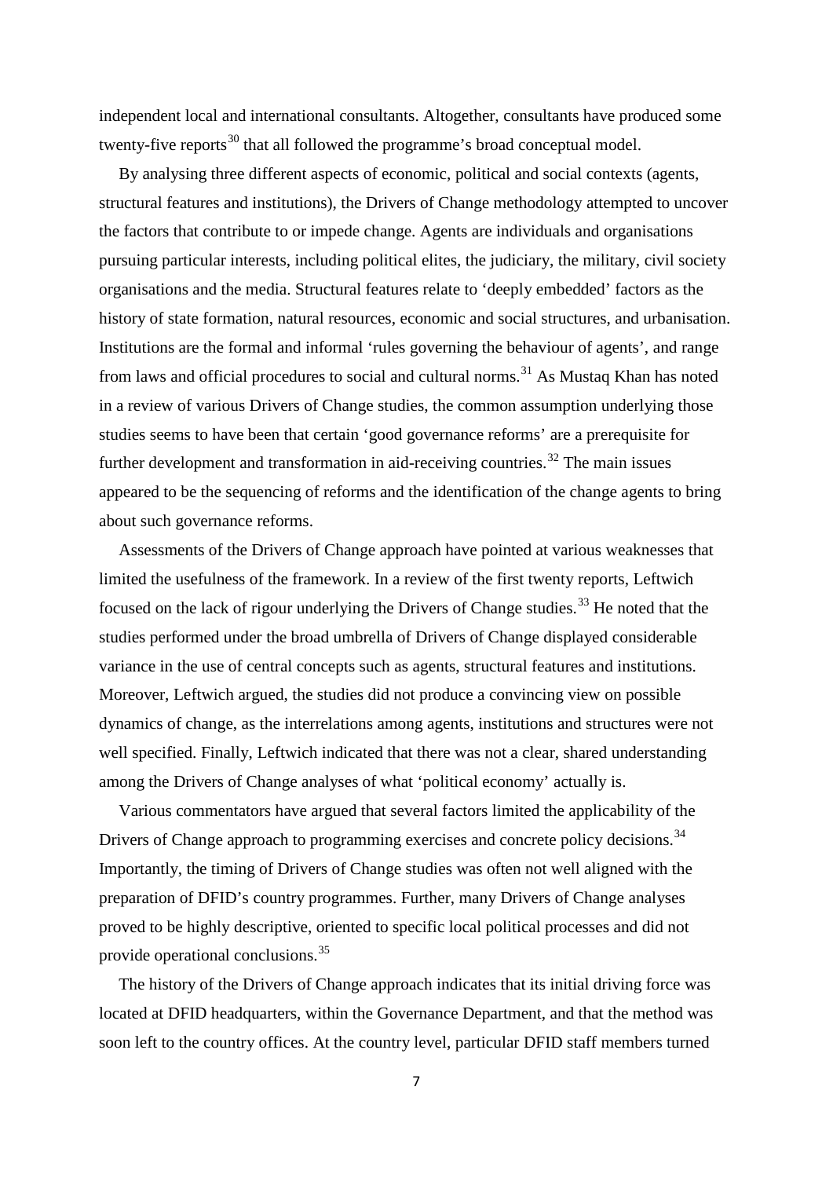independent local and international consultants. Altogether, consultants have produced some twenty-five reports[30] that all followed the programme's broad conceptual model.

By analysing three different aspects of economic, political and social contexts (agents, structural features and institutions), the Drivers of Change methodology attempted to uncover the factors that contribute to or impede change. Agents are individuals and organisations pursuing particular interests, including political elites, the judiciary, the military, civil society organisations and the media. Structural features relate to 'deeply embedded' factors as the history of state formation, natural resources, economic and social structures, and urbanisation. Institutions are the formal and informal 'rules governing the behaviour of agents', and range from laws and official procedures to social and cultural norms.[31] As Mustaq Khan has noted in a review of various Drivers of Change studies, the common assumption underlying those studies seems to have been that certain 'good governance reforms' are a prerequisite for further development and transformation in aid-receiving countries.[32] The main issues appeared to be the sequencing of reforms and the identification of the change agents to bring about such governance reforms.

Assessments of the Drivers of Change approach have pointed at various weaknesses that limited the usefulness of the framework. In a review of the first twenty reports, Leftwich focused on the lack of rigour underlying the Drivers of Change studies.[33] He noted that the studies performed under the broad umbrella of Drivers of Change displayed considerable variance in the use of central concepts such as agents, structural features and institutions. Moreover, Leftwich argued, the studies did not produce a convincing view on possible dynamics of change, as the interrelations among agents, institutions and structures were not well specified. Finally, Leftwich indicated that there was not a clear, shared understanding among the Drivers of Change analyses of what 'political economy' actually is.

Various commentators have argued that several factors limited the applicability of the Drivers of Change approach to programming exercises and concrete policy decisions.[34] Importantly, the timing of Drivers of Change studies was often not well aligned with the preparation of DFID's country programmes. Further, many Drivers of Change analyses proved to be highly descriptive, oriented to specific local political processes and did not provide operational conclusions.[35]

The history of the Drivers of Change approach indicates that its initial driving force was located at DFID headquarters, within the Governance Department, and that the method was soon left to the country offices. At the country level, particular DFID staff members turned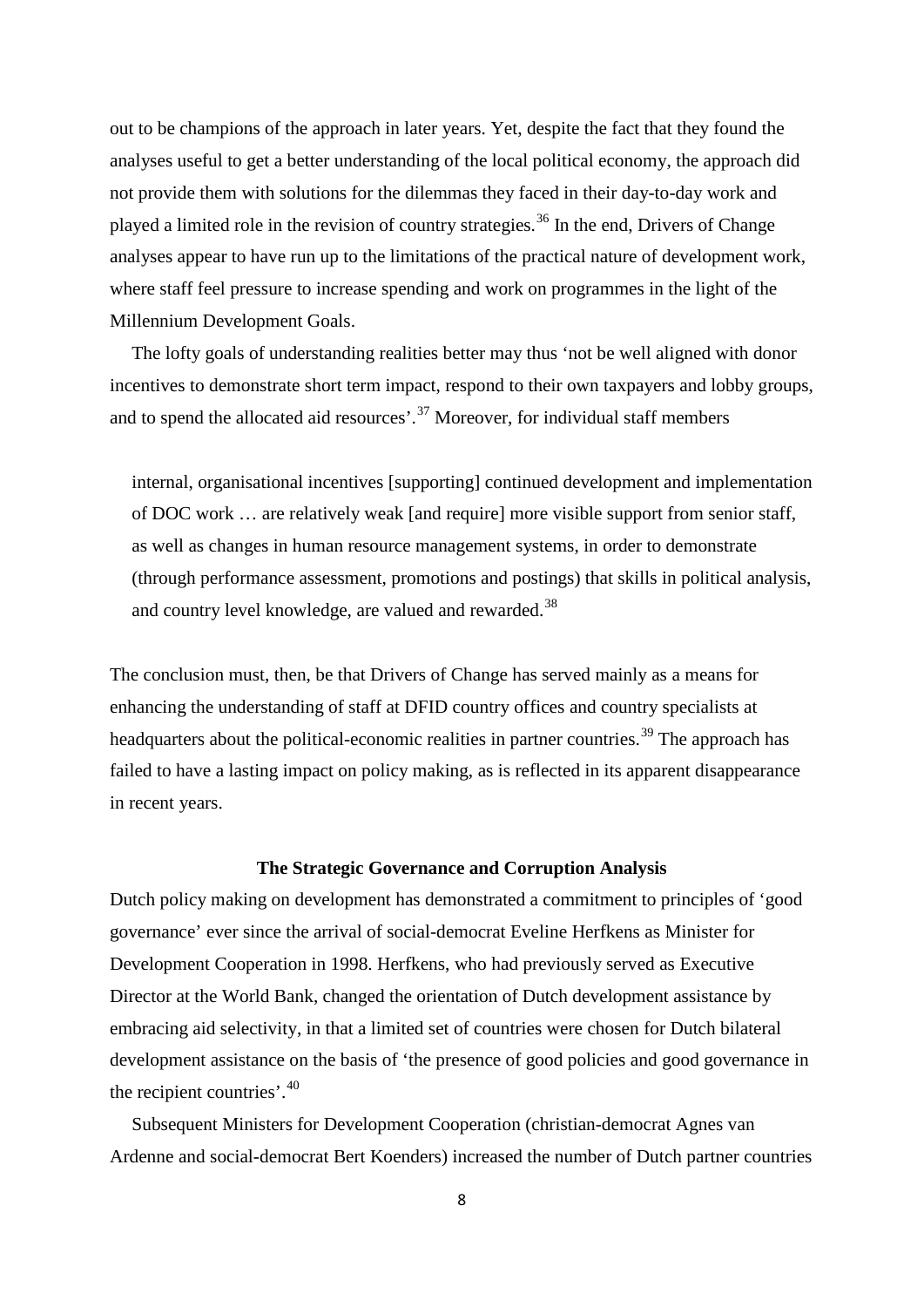out to be champions of the approach in later years. Yet, despite the fact that they found the analyses useful to get a better understanding of the local political economy, the approach did not provide them with solutions for the dilemmas they faced in their day-to-day work and played a limited role in the revision of country strategies.[36] In the end, Drivers of Change analyses appear to have run up to the limitations of the practical nature of development work, where staff feel pressure to increase spending and work on programmes in the light of the Millennium Development Goals.

The lofty goals of understanding realities better may thus 'not be well aligned with donor incentives to demonstrate short term impact, respond to their own taxpayers and lobby groups, and to spend the allocated aid resources'.[37] Moreover, for individual staff members

> internal, organisational incentives [supporting] continued development and implementation of DOC work … are relatively weak [and require] more visible support from senior staff, as well as changes in human resource management systems, in order to demonstrate (through performance assessment, promotions and postings) that skills in political analysis, and country level knowledge, are valued and rewarded.[38]

The conclusion must, then, be that Drivers of Change has served mainly as a means for enhancing the understanding of staff at DFID country offices and country specialists at headquarters about the political-economic realities in partner countries.[39] The approach has failed to have a lasting impact on policy making, as is reflected in its apparent disappearance in recent years.

## The Strategic Governance and Corruption Analysis

Dutch policy making on development has demonstrated a commitment to principles of 'good governance' ever since the arrival of social-democrat Eveline Herfkens as Minister for Development Cooperation in 1998. Herfkens, who had previously served as Executive Director at the World Bank, changed the orientation of Dutch development assistance by embracing aid selectivity, in that a limited set of countries were chosen for Dutch bilateral development assistance on the basis of 'the presence of good policies and good governance in the recipient countries'.[40]

Subsequent Ministers for Development Cooperation (christian-democrat Agnes van Ardenne and social-democrat Bert Koenders) increased the number of Dutch partner countries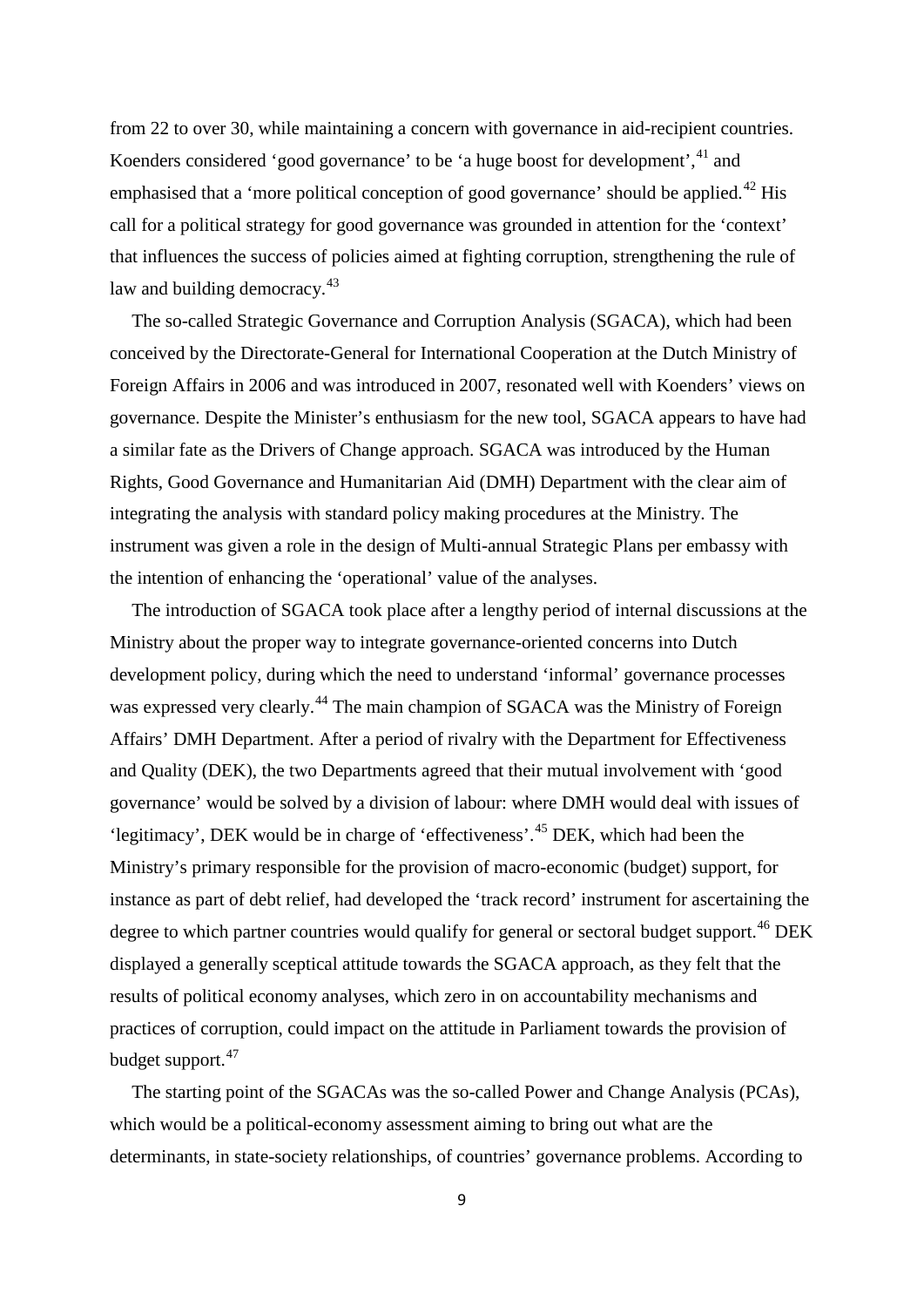from 22 to over 30, while maintaining a concern with governance in aid-recipient countries. Koenders considered 'good governance' to be 'a huge boost for development',[41] and emphasised that a 'more political conception of good governance' should be applied.[42] His call for a political strategy for good governance was grounded in attention for the 'context' that influences the success of policies aimed at fighting corruption, strengthening the rule of law and building democracy.[43]

The so-called Strategic Governance and Corruption Analysis (SGACA), which had been conceived by the Directorate-General for International Cooperation at the Dutch Ministry of Foreign Affairs in 2006 and was introduced in 2007, resonated well with Koenders' views on governance. Despite the Minister's enthusiasm for the new tool, SGACA appears to have had a similar fate as the Drivers of Change approach. SGACA was introduced by the Human Rights, Good Governance and Humanitarian Aid (DMH) Department with the clear aim of integrating the analysis with standard policy making procedures at the Ministry. The instrument was given a role in the design of Multi-annual Strategic Plans per embassy with the intention of enhancing the 'operational' value of the analyses.

The introduction of SGACA took place after a lengthy period of internal discussions at the Ministry about the proper way to integrate governance-oriented concerns into Dutch development policy, during which the need to understand 'informal' governance processes was expressed very clearly.[44] The main champion of SGACA was the Ministry of Foreign Affairs' DMH Department. After a period of rivalry with the Department for Effectiveness and Quality (DEK), the two Departments agreed that their mutual involvement with 'good governance' would be solved by a division of labour: where DMH would deal with issues of 'legitimacy', DEK would be in charge of 'effectiveness'.[45] DEK, which had been the Ministry's primary responsible for the provision of macro-economic (budget) support, for instance as part of debt relief, had developed the 'track record' instrument for ascertaining the degree to which partner countries would qualify for general or sectoral budget support.[46] DEK displayed a generally sceptical attitude towards the SGACA approach, as they felt that the results of political economy analyses, which zero in on accountability mechanisms and practices of corruption, could impact on the attitude in Parliament towards the provision of budget support.[47]

The starting point of the SGACAs was the so-called Power and Change Analysis (PCAs), which would be a political-economy assessment aiming to bring out what are the determinants, in state-society relationships, of countries' governance problems. According to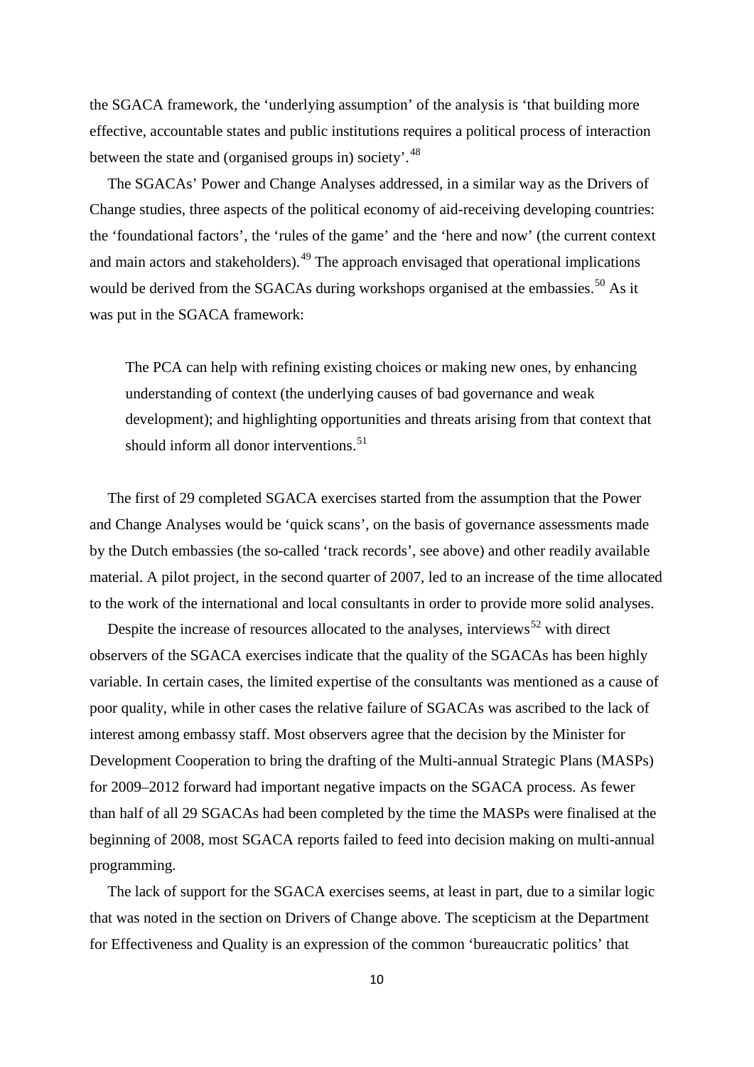the SGACA framework, the 'underlying assumption' of the analysis is 'that building more effective, accountable states and public institutions requires a political process of interaction between the state and (organised groups in) society'.[48]

The SGACAs' Power and Change Analyses addressed, in a similar way as the Drivers of Change studies, three aspects of the political economy of aid-receiving developing countries: the 'foundational factors', the 'rules of the game' and the 'here and now' (the current context and main actors and stakeholders).[49] The approach envisaged that operational implications would be derived from the SGACAs during workshops organised at the embassies.[50] As it was put in the SGACA framework:

> The PCA can help with refining existing choices or making new ones, by enhancing understanding of context (the underlying causes of bad governance and weak development); and highlighting opportunities and threats arising from that context that should inform all donor interventions.[51]

The first of 29 completed SGACA exercises started from the assumption that the Power and Change Analyses would be 'quick scans', on the basis of governance assessments made by the Dutch embassies (the so-called 'track records', see above) and other readily available material. A pilot project, in the second quarter of 2007, led to an increase of the time allocated to the work of the international and local consultants in order to provide more solid analyses.

Despite the increase of resources allocated to the analyses, interviews[52] with direct observers of the SGACA exercises indicate that the quality of the SGACAs has been highly variable. In certain cases, the limited expertise of the consultants was mentioned as a cause of poor quality, while in other cases the relative failure of SGACAs was ascribed to the lack of interest among embassy staff. Most observers agree that the decision by the Minister for Development Cooperation to bring the drafting of the Multi-annual Strategic Plans (MASPs) for 2009–2012 forward had important negative impacts on the SGACA process. As fewer than half of all 29 SGACAs had been completed by the time the MASPs were finalised at the beginning of 2008, most SGACA reports failed to feed into decision making on multi-annual programming.

The lack of support for the SGACA exercises seems, at least in part, due to a similar logic that was noted in the section on Drivers of Change above. The scepticism at the Department for Effectiveness and Quality is an expression of the common 'bureaucratic politics' that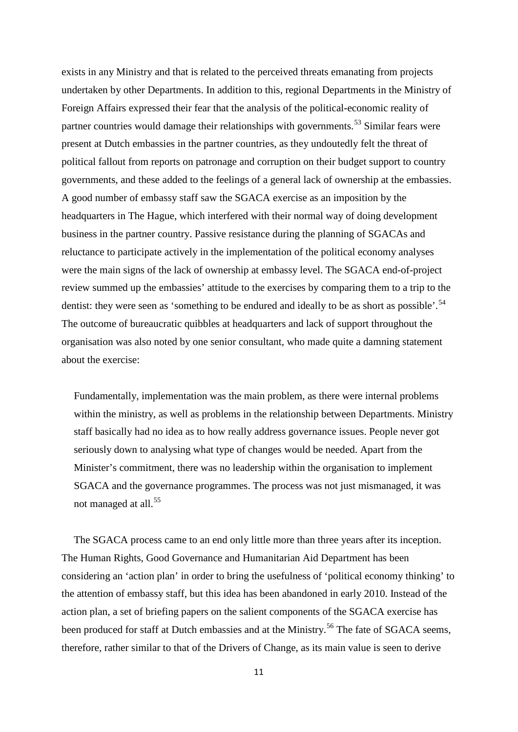exists in any Ministry and that is related to the perceived threats emanating from projects undertaken by other Departments. In addition to this, regional Departments in the Ministry of Foreign Affairs expressed their fear that the analysis of the political-economic reality of partner countries would damage their relationships with governments.[53] Similar fears were present at Dutch embassies in the partner countries, as they undoutedly felt the threat of political fallout from reports on patronage and corruption on their budget support to country governments, and these added to the feelings of a general lack of ownership at the embassies. A good number of embassy staff saw the SGACA exercise as an imposition by the headquarters in The Hague, which interfered with their normal way of doing development business in the partner country. Passive resistance during the planning of SGACAs and reluctance to participate actively in the implementation of the political economy analyses were the main signs of the lack of ownership at embassy level. The SGACA end-of-project review summed up the embassies' attitude to the exercises by comparing them to a trip to the dentist: they were seen as 'something to be endured and ideally to be as short as possible'.[54] The outcome of bureaucratic quibbles at headquarters and lack of support throughout the organisation was also noted by one senior consultant, who made quite a damning statement about the exercise:

> Fundamentally, implementation was the main problem, as there were internal problems within the ministry, as well as problems in the relationship between Departments. Ministry staff basically had no idea as to how really address governance issues. People never got seriously down to analysing what type of changes would be needed. Apart from the Minister's commitment, there was no leadership within the organisation to implement SGACA and the governance programmes. The process was not just mismanaged, it was not managed at all.[55]

The SGACA process came to an end only little more than three years after its inception. The Human Rights, Good Governance and Humanitarian Aid Department has been considering an 'action plan' in order to bring the usefulness of 'political economy thinking' to the attention of embassy staff, but this idea has been abandoned in early 2010. Instead of the action plan, a set of briefing papers on the salient components of the SGACA exercise has been produced for staff at Dutch embassies and at the Ministry.[56] The fate of SGACA seems, therefore, rather similar to that of the Drivers of Change, as its main value is seen to derive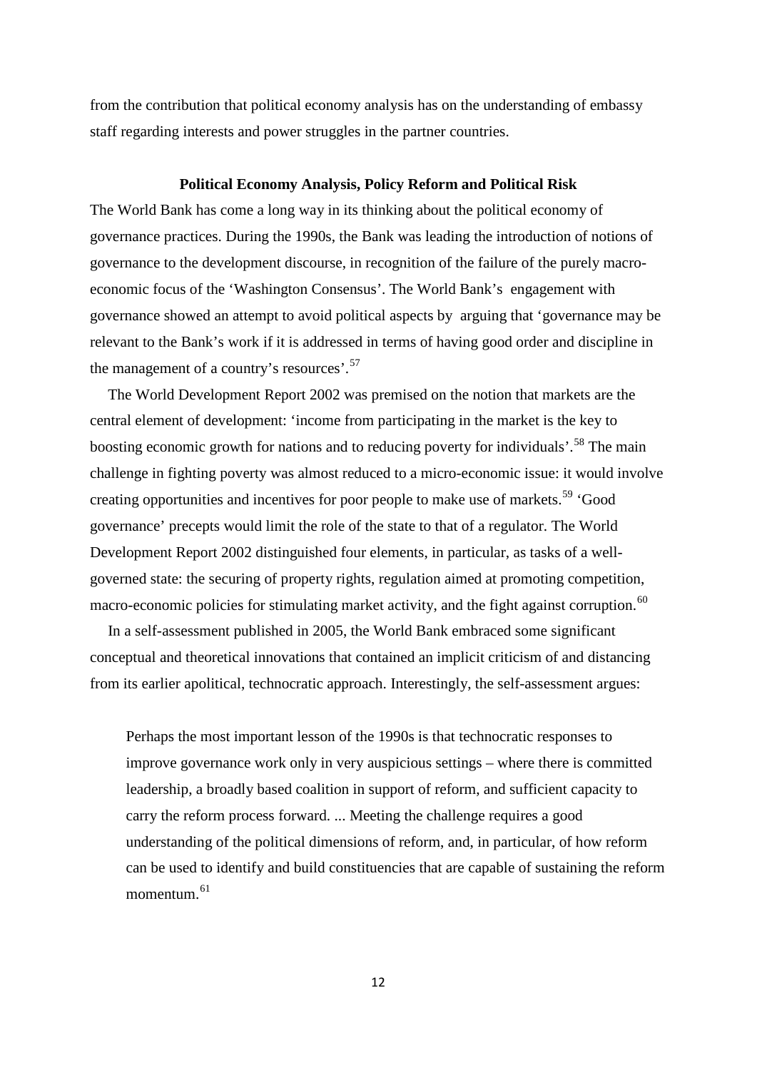from the contribution that political economy analysis has on the understanding of embassy staff regarding interests and power struggles in the partner countries.

## Political Economy Analysis, Policy Reform and Political Risk

The World Bank has come a long way in its thinking about the political economy of governance practices. During the 1990s, the Bank was leading the introduction of notions of governance to the development discourse, in recognition of the failure of the purely macro-economic focus of the 'Washington Consensus'. The World Bank's engagement with governance showed an attempt to avoid political aspects by arguing that 'governance may be relevant to the Bank's work if it is addressed in terms of having good order and discipline in the management of a country's resources'.[57]

The World Development Report 2002 was premised on the notion that markets are the central element of development: 'income from participating in the market is the key to boosting economic growth for nations and to reducing poverty for individuals'.[58] The main challenge in fighting poverty was almost reduced to a micro-economic issue: it would involve creating opportunities and incentives for poor people to make use of markets.[59] 'Good governance' precepts would limit the role of the state to that of a regulator. The World Development Report 2002 distinguished four elements, in particular, as tasks of a well-governed state: the securing of property rights, regulation aimed at promoting competition, macro-economic policies for stimulating market activity, and the fight against corruption.[60]

In a self-assessment published in 2005, the World Bank embraced some significant conceptual and theoretical innovations that contained an implicit criticism of and distancing from its earlier apolitical, technocratic approach. Interestingly, the self-assessment argues:

> Perhaps the most important lesson of the 1990s is that technocratic responses to improve governance work only in very auspicious settings – where there is committed leadership, a broadly based coalition in support of reform, and sufficient capacity to carry the reform process forward. ... Meeting the challenge requires a good understanding of the political dimensions of reform, and, in particular, of how reform can be used to identify and build constituencies that are capable of sustaining the reform momentum.[61]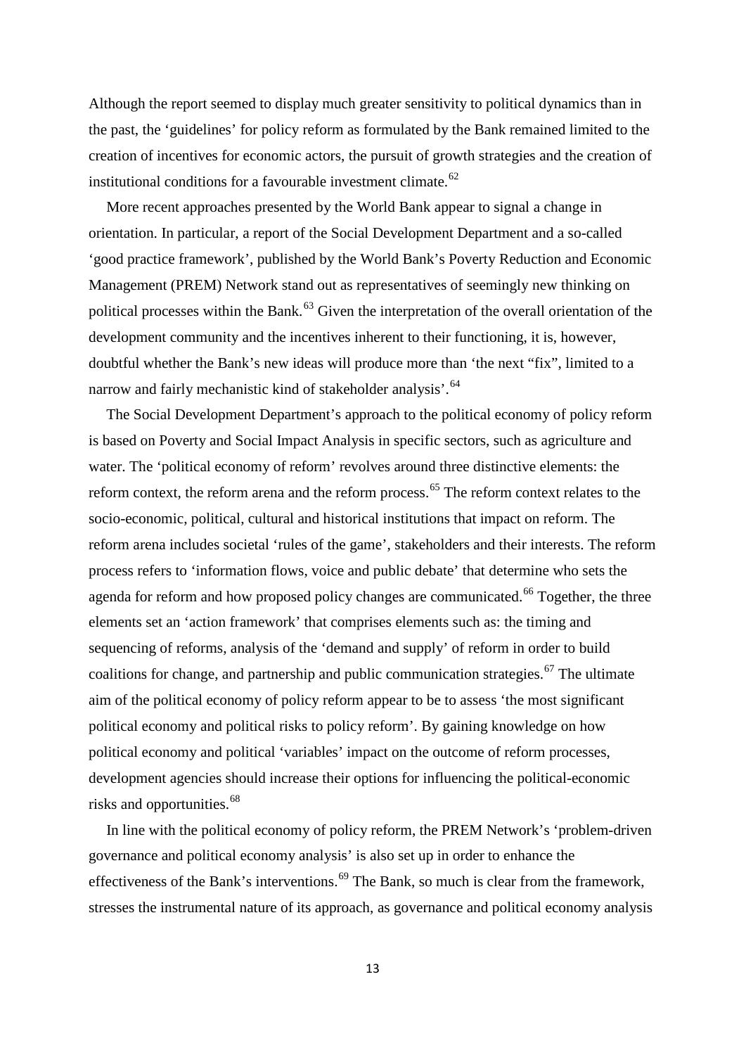Although the report seemed to display much greater sensitivity to political dynamics than in the past, the 'guidelines' for policy reform as formulated by the Bank remained limited to the creation of incentives for economic actors, the pursuit of growth strategies and the creation of institutional conditions for a favourable investment climate.[62]

More recent approaches presented by the World Bank appear to signal a change in orientation. In particular, a report of the Social Development Department and a so-called 'good practice framework', published by the World Bank's Poverty Reduction and Economic Management (PREM) Network stand out as representatives of seemingly new thinking on political processes within the Bank.[63] Given the interpretation of the overall orientation of the development community and the incentives inherent to their functioning, it is, however, doubtful whether the Bank's new ideas will produce more than 'the next "fix", limited to a narrow and fairly mechanistic kind of stakeholder analysis'.[64]

The Social Development Department's approach to the political economy of policy reform is based on Poverty and Social Impact Analysis in specific sectors, such as agriculture and water. The 'political economy of reform' revolves around three distinctive elements: the reform context, the reform arena and the reform process.[65] The reform context relates to the socio-economic, political, cultural and historical institutions that impact on reform. The reform arena includes societal 'rules of the game', stakeholders and their interests. The reform process refers to 'information flows, voice and public debate' that determine who sets the agenda for reform and how proposed policy changes are communicated.[66] Together, the three elements set an 'action framework' that comprises elements such as: the timing and sequencing of reforms, analysis of the 'demand and supply' of reform in order to build coalitions for change, and partnership and public communication strategies.[67] The ultimate aim of the political economy of policy reform appear to be to assess 'the most significant political economy and political risks to policy reform'. By gaining knowledge on how political economy and political 'variables' impact on the outcome of reform processes, development agencies should increase their options for influencing the political-economic risks and opportunities.[68]

In line with the political economy of policy reform, the PREM Network's 'problem-driven governance and political economy analysis' is also set up in order to enhance the effectiveness of the Bank's interventions.[69] The Bank, so much is clear from the framework, stresses the instrumental nature of its approach, as governance and political economy analysis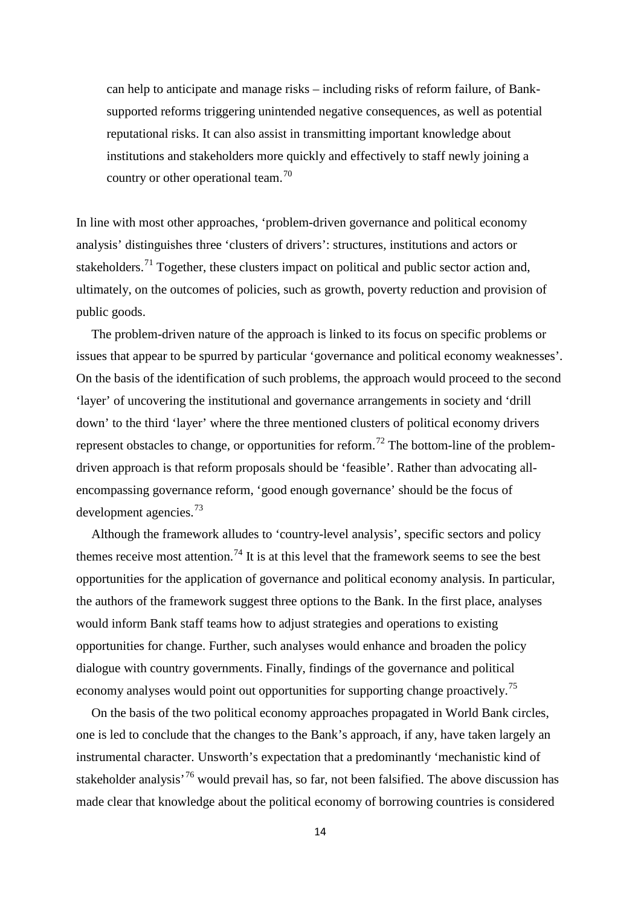> can help to anticipate and manage risks – including risks of reform failure, of Bank-supported reforms triggering unintended negative consequences, as well as potential reputational risks. It can also assist in transmitting important knowledge about institutions and stakeholders more quickly and effectively to staff newly joining a country or other operational team.[70]

In line with most other approaches, 'problem-driven governance and political economy analysis' distinguishes three 'clusters of drivers': structures, institutions and actors or stakeholders.[71] Together, these clusters impact on political and public sector action and, ultimately, on the outcomes of policies, such as growth, poverty reduction and provision of public goods.

The problem-driven nature of the approach is linked to its focus on specific problems or issues that appear to be spurred by particular 'governance and political economy weaknesses'. On the basis of the identification of such problems, the approach would proceed to the second 'layer' of uncovering the institutional and governance arrangements in society and 'drill down' to the third 'layer' where the three mentioned clusters of political economy drivers represent obstacles to change, or opportunities for reform.[72] The bottom-line of the problem-driven approach is that reform proposals should be 'feasible'. Rather than advocating all-encompassing governance reform, 'good enough governance' should be the focus of development agencies.[73]

Although the framework alludes to 'country-level analysis', specific sectors and policy themes receive most attention.[74] It is at this level that the framework seems to see the best opportunities for the application of governance and political economy analysis. In particular, the authors of the framework suggest three options to the Bank. In the first place, analyses would inform Bank staff teams how to adjust strategies and operations to existing opportunities for change. Further, such analyses would enhance and broaden the policy dialogue with country governments. Finally, findings of the governance and political economy analyses would point out opportunities for supporting change proactively.[75]

On the basis of the two political economy approaches propagated in World Bank circles, one is led to conclude that the changes to the Bank's approach, if any, have taken largely an instrumental character. Unsworth's expectation that a predominantly 'mechanistic kind of stakeholder analysis'[76] would prevail has, so far, not been falsified. The above discussion has made clear that knowledge about the political economy of borrowing countries is considered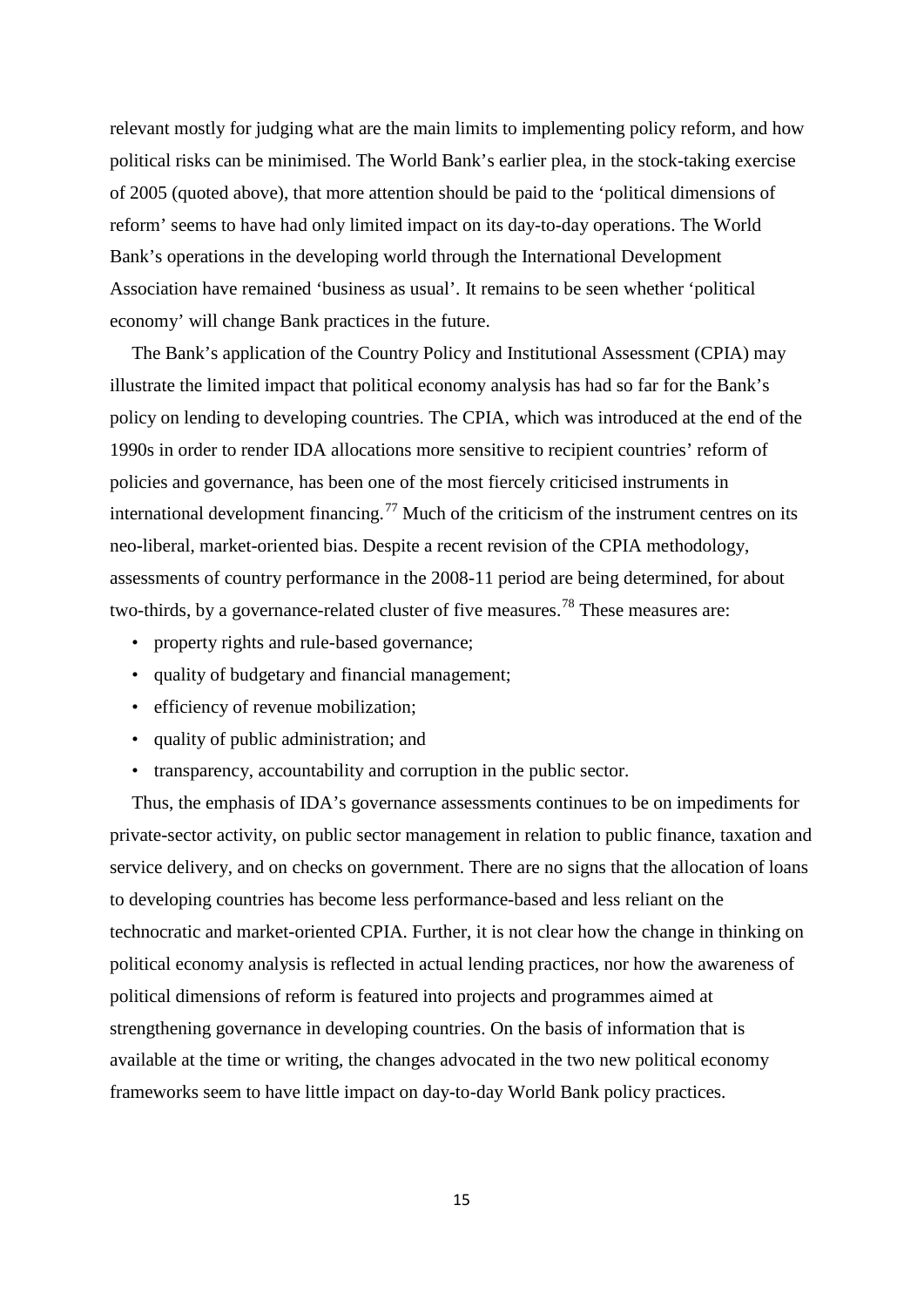relevant mostly for judging what are the main limits to implementing policy reform, and how political risks can be minimised. The World Bank's earlier plea, in the stock-taking exercise of 2005 (quoted above), that more attention should be paid to the 'political dimensions of reform' seems to have had only limited impact on its day-to-day operations. The World Bank's operations in the developing world through the International Development Association have remained 'business as usual'. It remains to be seen whether 'political economy' will change Bank practices in the future.

The Bank's application of the Country Policy and Institutional Assessment (CPIA) may illustrate the limited impact that political economy analysis has had so far for the Bank's policy on lending to developing countries. The CPIA, which was introduced at the end of the 1990s in order to render IDA allocations more sensitive to recipient countries' reform of policies and governance, has been one of the most fiercely criticised instruments in international development financing.[77] Much of the criticism of the instrument centres on its neo-liberal, market-oriented bias. Despite a recent revision of the CPIA methodology, assessments of country performance in the 2008-11 period are being determined, for about two-thirds, by a governance-related cluster of five measures.[78] These measures are:

- property rights and rule-based governance;
- quality of budgetary and financial management;
- efficiency of revenue mobilization;
- quality of public administration; and
- transparency, accountability and corruption in the public sector.

Thus, the emphasis of IDA's governance assessments continues to be on impediments for private-sector activity, on public sector management in relation to public finance, taxation and service delivery, and on checks on government. There are no signs that the allocation of loans to developing countries has become less performance-based and less reliant on the technocratic and market-oriented CPIA. Further, it is not clear how the change in thinking on political economy analysis is reflected in actual lending practices, nor how the awareness of political dimensions of reform is featured into projects and programmes aimed at strengthening governance in developing countries. On the basis of information that is available at the time or writing, the changes advocated in the two new political economy frameworks seem to have little impact on day-to-day World Bank policy practices.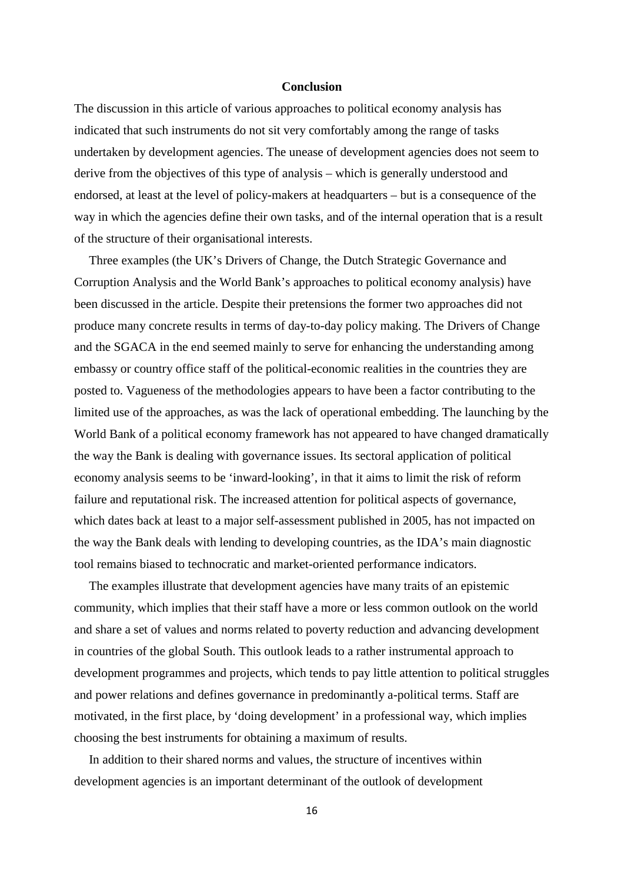## Conclusion

The discussion in this article of various approaches to political economy analysis has indicated that such instruments do not sit very comfortably among the range of tasks undertaken by development agencies. The unease of development agencies does not seem to derive from the objectives of this type of analysis – which is generally understood and endorsed, at least at the level of policy-makers at headquarters – but is a consequence of the way in which the agencies define their own tasks, and of the internal operation that is a result of the structure of their organisational interests.

Three examples (the UK's Drivers of Change, the Dutch Strategic Governance and Corruption Analysis and the World Bank's approaches to political economy analysis) have been discussed in the article. Despite their pretensions the former two approaches did not produce many concrete results in terms of day-to-day policy making. The Drivers of Change and the SGACA in the end seemed mainly to serve for enhancing the understanding among embassy or country office staff of the political-economic realities in the countries they are posted to. Vagueness of the methodologies appears to have been a factor contributing to the limited use of the approaches, as was the lack of operational embedding. The launching by the World Bank of a political economy framework has not appeared to have changed dramatically the way the Bank is dealing with governance issues. Its sectoral application of political economy analysis seems to be 'inward-looking', in that it aims to limit the risk of reform failure and reputational risk. The increased attention for political aspects of governance, which dates back at least to a major self-assessment published in 2005, has not impacted on the way the Bank deals with lending to developing countries, as the IDA's main diagnostic tool remains biased to technocratic and market-oriented performance indicators.

The examples illustrate that development agencies have many traits of an epistemic community, which implies that their staff have a more or less common outlook on the world and share a set of values and norms related to poverty reduction and advancing development in countries of the global South. This outlook leads to a rather instrumental approach to development programmes and projects, which tends to pay little attention to political struggles and power relations and defines governance in predominantly a-political terms. Staff are motivated, in the first place, by 'doing development' in a professional way, which implies choosing the best instruments for obtaining a maximum of results.

In addition to their shared norms and values, the structure of incentives within development agencies is an important determinant of the outlook of development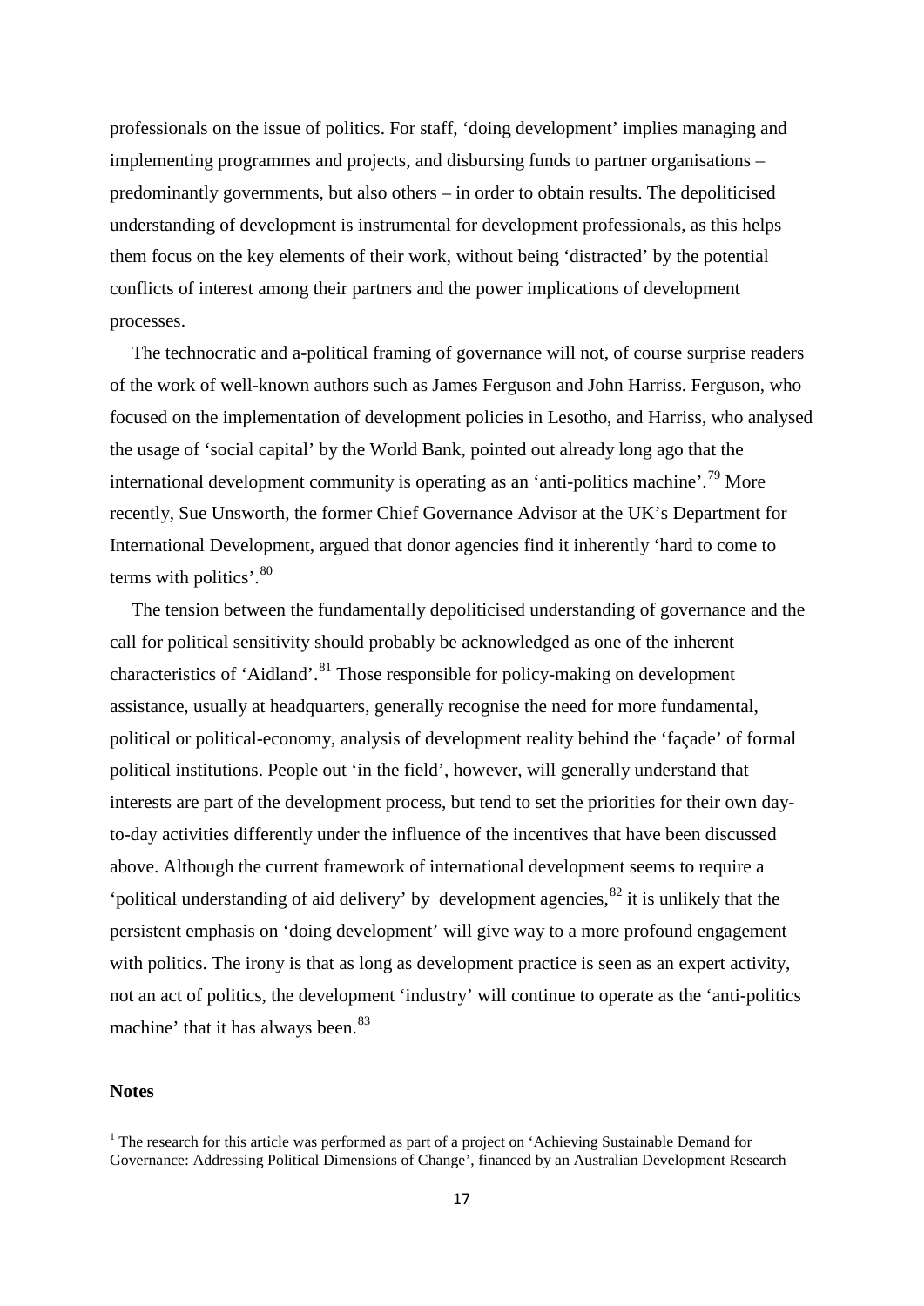professionals on the issue of politics. For staff, 'doing development' implies managing and implementing programmes and projects, and disbursing funds to partner organisations – predominantly governments, but also others – in order to obtain results. The depoliticised understanding of development is instrumental for development professionals, as this helps them focus on the key elements of their work, without being 'distracted' by the potential conflicts of interest among their partners and the power implications of development processes.

The technocratic and a-political framing of governance will not, of course surprise readers of the work of well-known authors such as James Ferguson and John Harriss. Ferguson, who focused on the implementation of development policies in Lesotho, and Harriss, who analysed the usage of 'social capital' by the World Bank, pointed out already long ago that the international development community is operating as an 'anti-politics machine'.[79] More recently, Sue Unsworth, the former Chief Governance Advisor at the UK's Department for International Development, argued that donor agencies find it inherently 'hard to come to terms with politics'.[80]

The tension between the fundamentally depoliticised understanding of governance and the call for political sensitivity should probably be acknowledged as one of the inherent characteristics of 'Aidland'.[81] Those responsible for policy-making on development assistance, usually at headquarters, generally recognise the need for more fundamental, political or political-economy, analysis of development reality behind the 'façade' of formal political institutions. People out 'in the field', however, will generally understand that interests are part of the development process, but tend to set the priorities for their own day-to-day activities differently under the influence of the incentives that have been discussed above. Although the current framework of international development seems to require a 'political understanding of aid delivery' by development agencies,[82] it is unlikely that the persistent emphasis on 'doing development' will give way to a more profound engagement with politics. The irony is that as long as development practice is seen as an expert activity, not an act of politics, the development 'industry' will continue to operate as the 'anti-politics machine' that it has always been.[83]

**Notes**

[1] The research for this article was performed as part of a project on 'Achieving Sustainable Demand for Governance: Addressing Political Dimensions of Change', financed by an Australian Development Research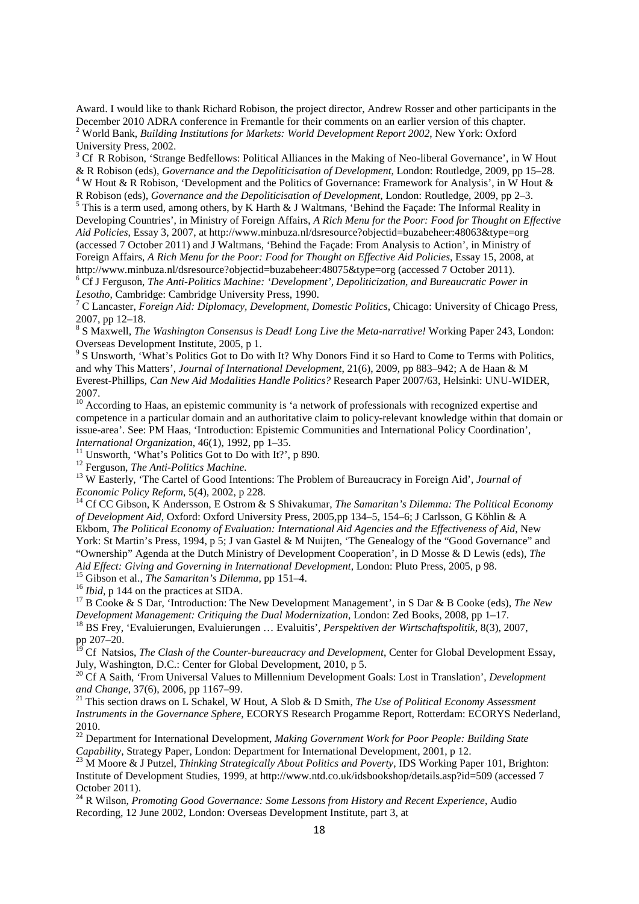Award. I would like to thank Richard Robison, the project director, Andrew Rosser and other participants in the December 2010 ADRA conference in Fremantle for their comments on an earlier version of this chapter.

[2] World Bank, *Building Institutions for Markets: World Development Report 2002*, New York: Oxford University Press, 2002.

[3] Cf R Robison, 'Strange Bedfellows: Political Alliances in the Making of Neo-liberal Governance', in W Hout & R Robison (eds), *Governance and the Depoliticisation of Development*, London: Routledge, 2009, pp 15–28.

[4] W Hout & R Robison, 'Development and the Politics of Governance: Framework for Analysis', in W Hout & R Robison (eds), *Governance and the Depoliticisation of Development*, London: Routledge, 2009, pp 2–3.

[5] This is a term used, among others, by K Harth & J Waltmans, 'Behind the Façade: The Informal Reality in Developing Countries', in Ministry of Foreign Affairs, *A Rich Menu for the Poor: Food for Thought on Effective Aid Policies*, Essay 3, 2007, at http://www.minbuza.nl/dsresource?objectid=buzabeheer:48063&type=org (accessed 7 October 2011) and J Waltmans, 'Behind the Façade: From Analysis to Action', in Ministry of Foreign Affairs, *A Rich Menu for the Poor: Food for Thought on Effective Aid Policies*, Essay 15, 2008, at http://www.minbuza.nl/dsresource?objectid=buzabeheer:48075&type=org (accessed 7 October 2011).

[6] Cf J Ferguson, *The Anti-Politics Machine: 'Development', Depoliticization, and Bureaucratic Power in Lesotho*, Cambridge: Cambridge University Press, 1990.

[7] C Lancaster, *Foreign Aid: Diplomacy, Development, Domestic Politics*, Chicago: University of Chicago Press, 2007, pp 12–18.

[8] S Maxwell, *The Washington Consensus is Dead! Long Live the Meta-narrative!* Working Paper 243, London: Overseas Development Institute, 2005, p 1.

[9] S Unsworth, 'What's Politics Got to Do with It? Why Donors Find it so Hard to Come to Terms with Politics, and why This Matters', *Journal of International Development*, 21(6), 2009, pp 883–942; A de Haan & M Everest-Phillips, *Can New Aid Modalities Handle Politics?* Research Paper 2007/63, Helsinki: UNU-WIDER, 2007.

[10] According to Haas, an epistemic community is 'a network of professionals with recognized expertise and competence in a particular domain and an authoritative claim to policy-relevant knowledge within that domain or issue-area'. See: PM Haas, 'Introduction: Epistemic Communities and International Policy Coordination', *International Organization*, 46(1), 1992, pp 1–35.

[11] Unsworth, 'What's Politics Got to Do with It?', p 890.

[12] Ferguson, *The Anti-Politics Machine.*

[13] W Easterly, 'The Cartel of Good Intentions: The Problem of Bureaucracy in Foreign Aid', *Journal of Economic Policy Reform*, 5(4), 2002, p 228.

[14] Cf CC Gibson, K Andersson, E Ostrom & S Shivakumar, *The Samaritan's Dilemma: The Political Economy of Development Aid*, Oxford: Oxford University Press, 2005,pp 134–5, 154–6; J Carlsson, G Köhlin & A Ekbom, *The Political Economy of Evaluation: International Aid Agencies and the Effectiveness of Aid*, New York: St Martin's Press, 1994, p 5; J van Gastel & M Nuijten, 'The Genealogy of the "Good Governance" and "Ownership" Agenda at the Dutch Ministry of Development Cooperation', in D Mosse & D Lewis (eds), *The Aid Effect: Giving and Governing in International Development*, London: Pluto Press, 2005, p 98.

[15] Gibson et al., *The Samaritan's Dilemma*, pp 151–4.

[16] *Ibid*, p 144 on the practices at SIDA.

[17] B Cooke & S Dar, 'Introduction: The New Development Management', in S Dar & B Cooke (eds), *The New Development Management: Critiquing the Dual Modernization*, London: Zed Books, 2008, pp 1–17.

[18] BS Frey, 'Evaluierungen, Evaluierungen … Evaluitis', *Perspektiven der Wirtschaftspolitik*, 8(3), 2007, pp 207–20.

[19] Cf Natsios, *The Clash of the Counter-bureaucracy and Development*, Center for Global Development Essay, July, Washington, D.C.: Center for Global Development, 2010, p 5.

[20] Cf A Saith, 'From Universal Values to Millennium Development Goals: Lost in Translation', *Development and Change*, 37(6), 2006, pp 1167–99.

[21] This section draws on L Schakel, W Hout, A Slob & D Smith, *The Use of Political Economy Assessment Instruments in the Governance Sphere*, ECORYS Research Progamme Report, Rotterdam: ECORYS Nederland, 2010.

[22] Department for International Development, *Making Government Work for Poor People: Building State Capability*, Strategy Paper, London: Department for International Development, 2001, p 12.

[23] M Moore & J Putzel, *Thinking Strategically About Politics and Poverty*, IDS Working Paper 101, Brighton: Institute of Development Studies, 1999, at http://www.ntd.co.uk/idsbookshop/details.asp?id=509 (accessed 7 October 2011).

[24] R Wilson, *Promoting Good Governance: Some Lessons from History and Recent Experience*, Audio Recording, 12 June 2002, London: Overseas Development Institute, part 3, at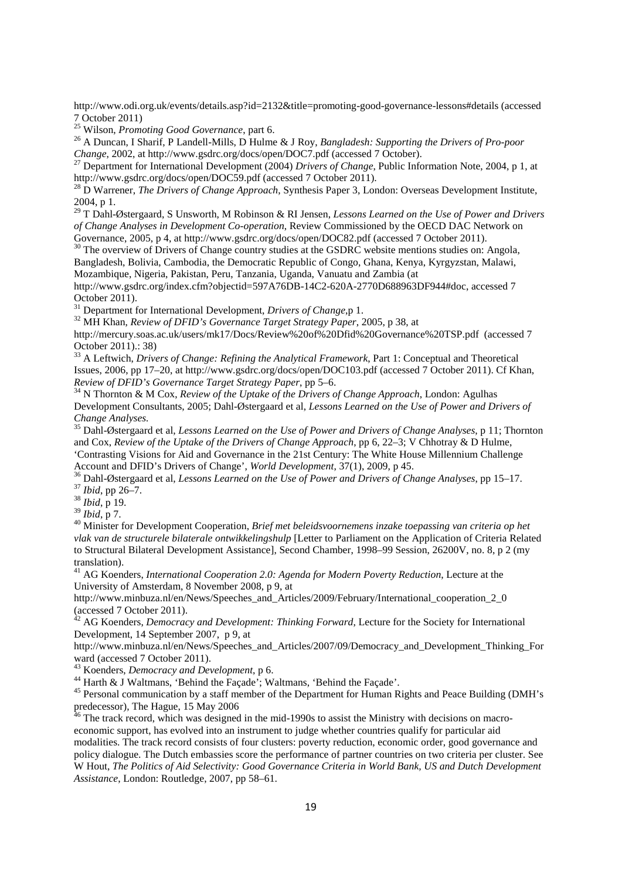http://www.odi.org.uk/events/details.asp?id=2132&title=promoting-good-governance-lessons#details (accessed 7 October 2011)

[25] Wilson, *Promoting Good Governance*, part 6.

[26] A Duncan, I Sharif, P Landell-Mills, D Hulme & J Roy, *Bangladesh: Supporting the Drivers of Pro-poor Change*, 2002, at http://www.gsdrc.org/docs/open/DOC7.pdf (accessed 7 October).

[27] Department for International Development (2004) *Drivers of Change*, Public Information Note, 2004, p 1, at http://www.gsdrc.org/docs/open/DOC59.pdf (accessed 7 October 2011).

[28] D Warrener, *The Drivers of Change Approach*, Synthesis Paper 3, London: Overseas Development Institute, 2004, p 1.

[29] T Dahl-Østergaard, S Unsworth, M Robinson & RI Jensen, *Lessons Learned on the Use of Power and Drivers of Change Analyses in Development Co-operation*, Review Commissioned by the OECD DAC Network on Governance, 2005, p 4, at http://www.gsdrc.org/docs/open/DOC82.pdf (accessed 7 October 2011).

[30] The overview of Drivers of Change country studies at the GSDRC website mentions studies on: Angola, Bangladesh, Bolivia, Cambodia, the Democratic Republic of Congo, Ghana, Kenya, Kyrgyzstan, Malawi, Mozambique, Nigeria, Pakistan, Peru, Tanzania, Uganda, Vanuatu and Zambia (at http://www.gsdrc.org/index.cfm?objectid=597A76DB-14C2-620A-2770D688963DF944#doc, accessed 7 October 2011).

[31] Department for International Development, *Drivers of Change*,p 1.

[32] MH Khan, *Review of DFID's Governance Target Strategy Paper*, 2005, p 38, at http://mercury.soas.ac.uk/users/mk17/Docs/Review%20of%20Dfid%20Governance%20TSP.pdf (accessed 7 October 2011).: 38)

[33] A Leftwich, *Drivers of Change: Refining the Analytical Framework*, Part 1: Conceptual and Theoretical Issues, 2006, pp 17–20, at http://www.gsdrc.org/docs/open/DOC103.pdf (accessed 7 October 2011). Cf Khan, *Review of DFID's Governance Target Strategy Paper*, pp 5–6.

[34] N Thornton & M Cox, *Review of the Uptake of the Drivers of Change Approach*, London: Agulhas Development Consultants, 2005; Dahl-Østergaard et al, *Lessons Learned on the Use of Power and Drivers of Change Analyses.*

[35] Dahl-Østergaard et al, *Lessons Learned on the Use of Power and Drivers of Change Analyses*, p 11; Thornton and Cox, *Review of the Uptake of the Drivers of Change Approach*, pp 6, 22–3; V Chhotray & D Hulme, 'Contrasting Visions for Aid and Governance in the 21st Century: The White House Millennium Challenge Account and DFID's Drivers of Change', *World Development*, 37(1), 2009, p 45.

[36] Dahl-Østergaard et al, *Lessons Learned on the Use of Power and Drivers of Change Analyses*, pp 15–17.

[37] *Ibid*, pp 26–7.

[38] *Ibid*, p 19.

[39] *Ibid*, p 7.

[40] Minister for Development Cooperation, *Brief met beleidsvoornemens inzake toepassing van criteria op het vlak van de structurele bilaterale ontwikkelingshulp* [Letter to Parliament on the Application of Criteria Related to Structural Bilateral Development Assistance], Second Chamber, 1998–99 Session, 26200V, no. 8, p 2 (my translation).

[41] AG Koenders, *International Cooperation 2.0: Agenda for Modern Poverty Reduction*, Lecture at the University of Amsterdam, 8 November 2008, p 9, at http://www.minbuza.nl/en/News/Speeches_and_Articles/2009/February/International_cooperation_2_0 (accessed 7 October 2011).

[42] AG Koenders, *Democracy and Development: Thinking Forward*, Lecture for the Society for International Development, 14 September 2007, p 9, at http://www.minbuza.nl/en/News/Speeches_and_Articles/2007/09/Democracy_and_Development_Thinking_Forward (accessed 7 October 2011).

[43] Koenders, *Democracy and Development*, p 6.

[44] Harth & J Waltmans, 'Behind the Façade'; Waltmans, 'Behind the Façade'.

[45] Personal communication by a staff member of the Department for Human Rights and Peace Building (DMH's predecessor), The Hague, 15 May 2006

[46] The track record, which was designed in the mid-1990s to assist the Ministry with decisions on macro-economic support, has evolved into an instrument to judge whether countries qualify for particular aid modalities. The track record consists of four clusters: poverty reduction, economic order, good governance and policy dialogue. The Dutch embassies score the performance of partner countries on two criteria per cluster. See W Hout, *The Politics of Aid Selectivity: Good Governance Criteria in World Bank, US and Dutch Development Assistance*, London: Routledge, 2007, pp 58–61.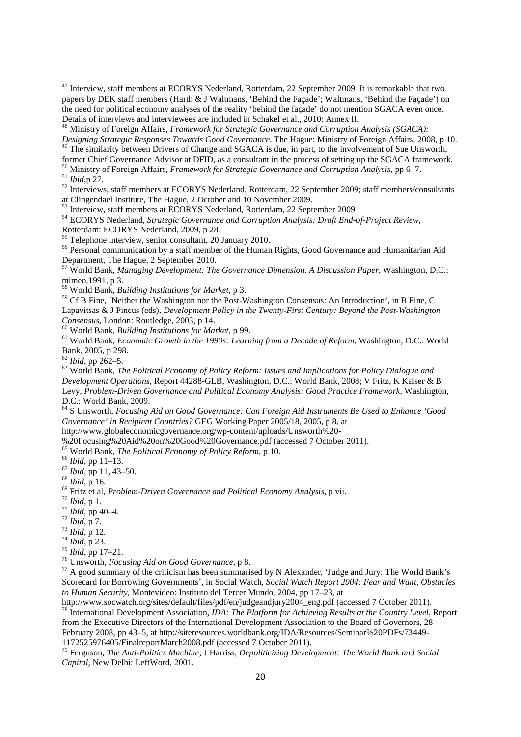[47] Interview, staff members at ECORYS Nederland, Rotterdam, 22 September 2009. It is remarkable that two papers by DEK staff members (Harth & J Waltmans, 'Behind the Façade'; Waltmans, 'Behind the Façade') on the need for political economy analyses of the reality 'behind the façade' do not mention SGACA even once. Details of interviews and interviewees are included in Schakel et al., 2010: Annex II.

[48] Ministry of Foreign Affairs, *Framework for Strategic Governance and Corruption Analysis (SGACA): Designing Strategic Responses Towards Good Governance*, The Hague: Ministry of Foreign Affairs, 2008, p 10.

[49] The similarity between Drivers of Change and SGACA is due, in part, to the involvement of Sue Unsworth, former Chief Governance Advisor at DFID, as a consultant in the process of setting up the SGACA framework.

[50] Ministry of Foreign Affairs, *Framework for Strategic Governance and Corruption Analysis*, pp 6–7.

[51] *Ibid*,p 27.

[52] Interviews, staff members at ECORYS Nederland, Rotterdam, 22 September 2009; staff members/consultants at Clingendael Institute, The Hague, 2 October and 10 November 2009.

[53] Interview, staff members at ECORYS Nederland, Rotterdam, 22 September 2009.

[54] ECORYS Nederland, *Strategic Governance and Corruption Analysis: Draft End-of-Project Review*, Rotterdam: ECORYS Nederland, 2009, p 28.

[55] Telephone interview, senior consultant, 20 January 2010.

[56] Personal communication by a staff member of the Human Rights, Good Governance and Humanitarian Aid Department, The Hague, 2 September 2010.

[57] World Bank, *Managing Development: The Governance Dimension. A Discussion Paper*, Washington, D.C.: mimeo,1991, p 3.

[58] World Bank, *Building Institutions for Market*, p 3.

[59] Cf B Fine, 'Neither the Washington nor the Post-Washington Consensus: An Introduction', in B Fine, C Lapavitsas & J Pincus (eds), *Development Policy in the Twenty-First Century: Beyond the Post-Washington Consensus*, London: Routledge, 2003, p 14.

[60] World Bank, *Building Institutions for Market*, p 99.

[61] World Bank, *Economic Growth in the 1990s: Learning from a Decade of Reform*, Washington, D.C.: World Bank, 2005, p 298.

[62] *Ibid*, pp 262–5.

[63] World Bank, *The Political Economy of Policy Reform: Issues and Implications for Policy Dialogue and Development Operations*, Report 44288-GLB, Washington, D.C.: World Bank, 2008; V Fritz, K Kaiser & B Levy, *Problem-Driven Governance and Political Economy Analysis: Good Practice Framework*, Washington, D.C.: World Bank, 2009.

[64] S Unsworth, *Focusing Aid on Good Governance: Can Foreign Aid Instruments Be Used to Enhance 'Good Governance' in Recipient Countries?* GEG Working Paper 2005/18, 2005, p 8, at http://www.globaleconomicgovernance.org/wp-content/uploads/Unsworth%20-%20Focusing%20Aid%20on%20Good%20Governance.pdf (accessed 7 October 2011).

[65] World Bank, *The Political Economy of Policy Reform*, p 10.

[66] *Ibid*, pp 11–13.

[67] *Ibid*, pp 11, 43–50.

[68] *Ibid*, p 16.

[69] Fritz et al, *Problem-Driven Governance and Political Economy Analysis*, p vii.

[70] *Ibid*, p 1.

[71] *Ibid*, pp 40–4.

[72] *Ibid*, p 7.

[73] *Ibid*, p 12.

[74] *Ibid*, p 23.

[75] *Ibid*, pp 17–21.

[76] Unsworth, *Focusing Aid on Good Governance*, p 8.

[77] A good summary of the criticism has been summarised by N Alexander, 'Judge and Jury: The World Bank's Scorecard for Borrowing Governments', in Social Watch, *Social Watch Report 2004: Fear and Want, Obstacles to Human Security*, Montevideo: Instituto del Tercer Mundo, 2004, pp 17–23, at http://www.socwatch.org/sites/default/files/pdf/en/judgeandjury2004_eng.pdf (accessed 7 October 2011).

[78] International Development Association, *IDA: The Platform for Achieving Results at the Country Level*, Report from the Executive Directors of the International Development Association to the Board of Governors, 28 February 2008, pp 43–5, at http://siteresources.worldbank.org/IDA/Resources/Seminar%20PDFs/73449-1172525976405/FinalreportMarch2008.pdf (accessed 7 October 2011).

[79] Ferguson, *The Anti-Politics Machine*; J Harriss, *Depoliticizing Development: The World Bank and Social Capital*, New Delhi: LeftWord, 2001.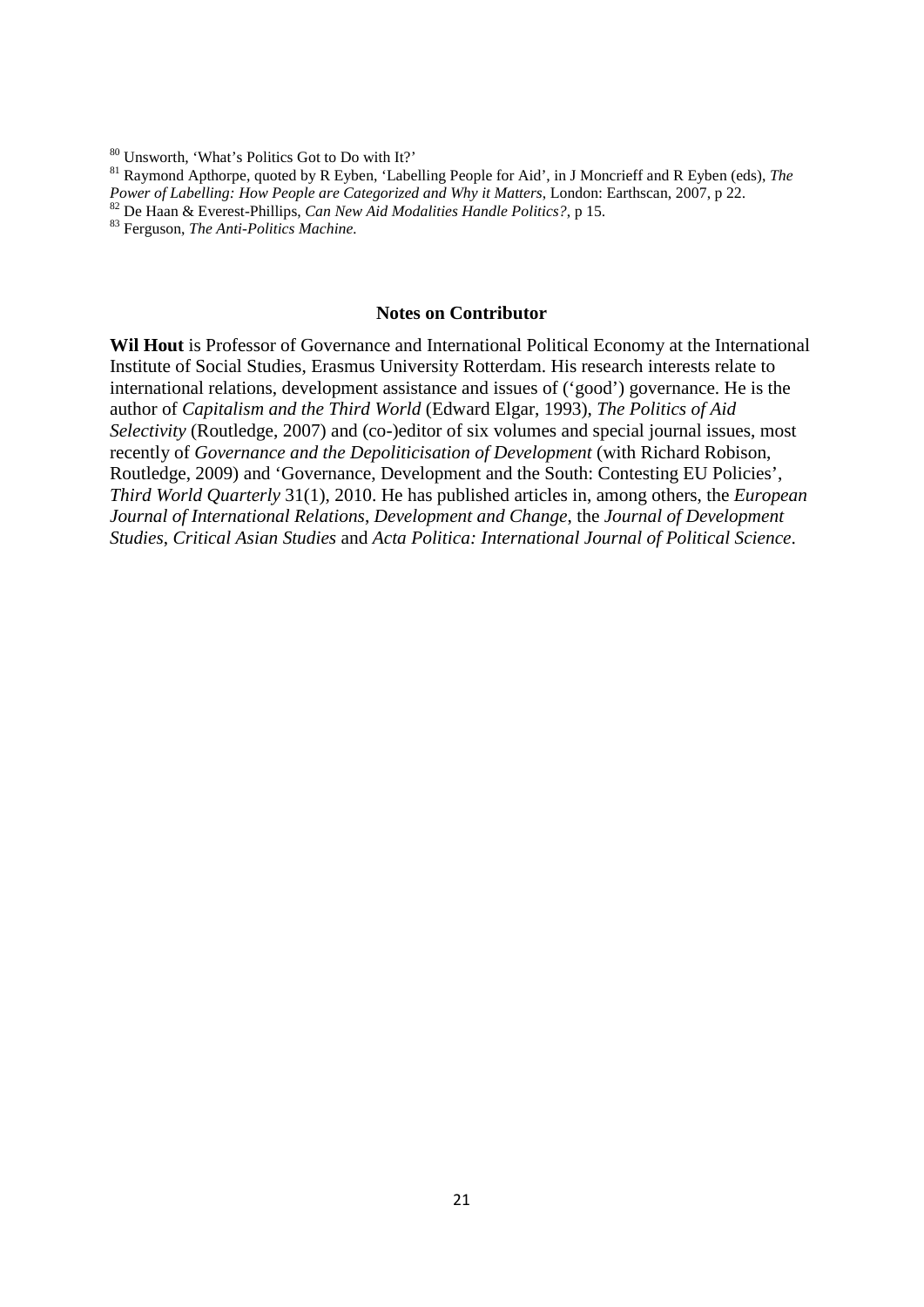[80] Unsworth, 'What's Politics Got to Do with It?'

[81] Raymond Apthorpe, quoted by R Eyben, 'Labelling People for Aid', in J Moncrieff and R Eyben (eds), *The Power of Labelling: How People are Categorized and Why it Matters*, London: Earthscan, 2007, p 22.

[82] De Haan & Everest-Phillips, *Can New Aid Modalities Handle Politics?*, p 15.

[83] Ferguson, *The Anti-Politics Machine*.

## Notes on Contributor

**Wil Hout** is Professor of Governance and International Political Economy at the International Institute of Social Studies, Erasmus University Rotterdam. His research interests relate to international relations, development assistance and issues of ('good') governance. He is the author of *Capitalism and the Third World* (Edward Elgar, 1993), *The Politics of Aid Selectivity* (Routledge, 2007) and (co-)editor of six volumes and special journal issues, most recently of *Governance and the Depoliticisation of Development* (with Richard Robison, Routledge, 2009) and 'Governance, Development and the South: Contesting EU Policies', *Third World Quarterly* 31(1), 2010. He has published articles in, among others, the *European Journal of International Relations*, *Development and Change*, the *Journal of Development Studies*, *Critical Asian Studies* and *Acta Politica: International Journal of Political Science*.